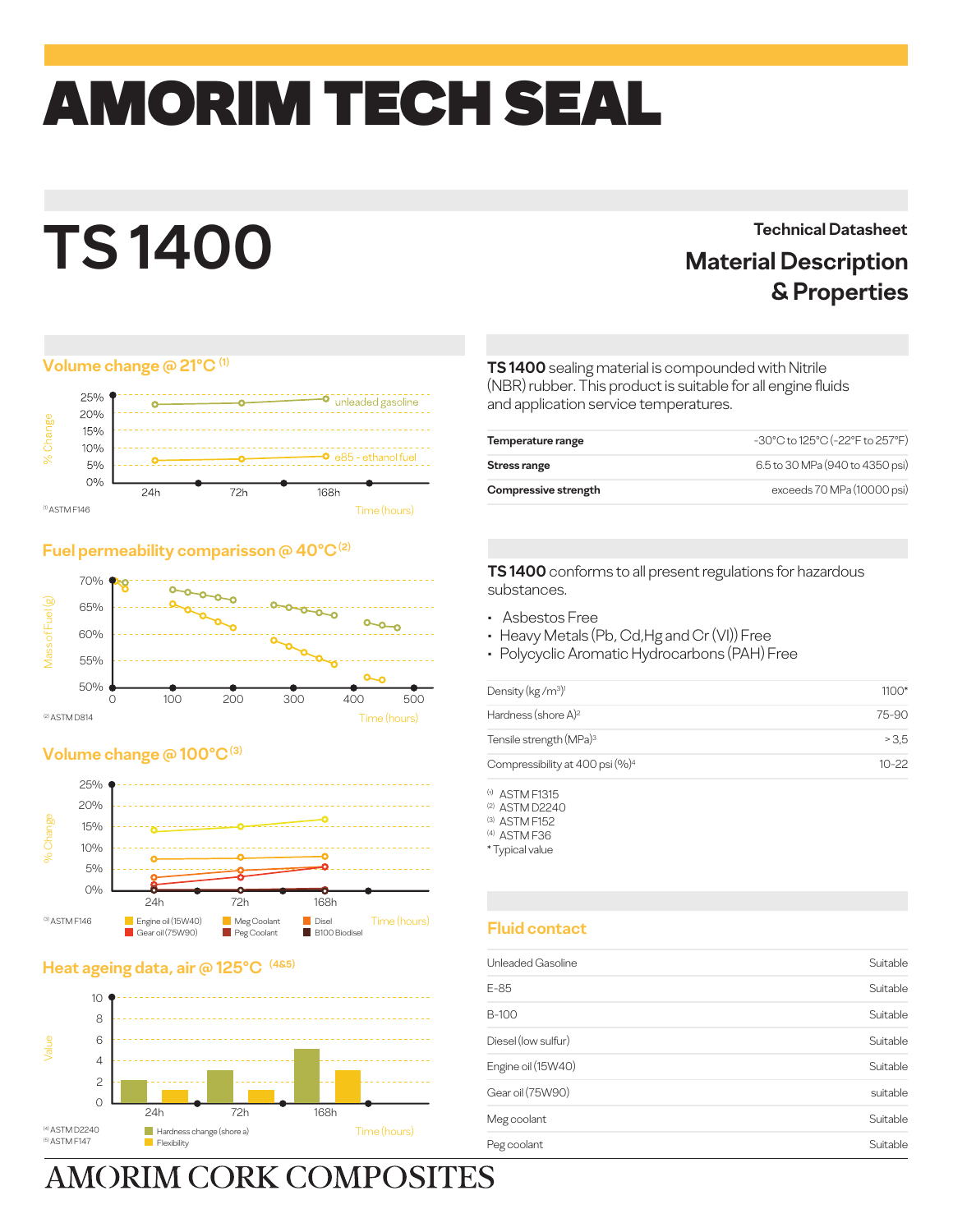# AMORIM TECH SEAL

# TS 1400

Technical Datasheet

## Material Description & Properties

### Volume change @ 21°C [1]

% Change: 25%, 20%, 15%, 10%, 5%, 0%

unleaded gasoline

e85 - ethanol fuel

24h, 72h, 168h — Time (hours)

[1] ASTM F146

### Fuel permeability comparisson @ 40°C [2]

Mass of Fuel (g): 70%, 65%, 60%, 55%, 50%

0, 100, 200, 300, 400, 500 — Time (hours)

[2] ASTM D814

### Volume change @ 100°C [3]

% Change: 25%, 20%, 15%, 10%, 5%, 0%

24h, 72h, 168h — Time (hours)

[3] ASTM F146

Engine oil (15W40), Gear oil (75W90), Meg Coolant, Peg Coolant, Disel, B100 Biodisel

### Heat ageing data, air @ 125°C [4&5]

Value: 10, 8, 6, 4, 2, 0

24h, 72h, 168h — Time (hours)

[4] ASTM D2240
[5] ASTM F147

Hardness change (shore a), Flexibility

**TS 1400** sealing material is compounded with Nitrile (NBR) rubber. This product is suitable for all engine fluids and application service temperatures.

| | |
|---|---|
| **Temperature range** | -30°C to 125°C (-22°F to 257°F) |
| **Stress range** | 6.5 to 30 MPa (940 to 4350 psi) |
| **Compressive strength** | exceeds 70 MPa (10000 psi) |

**TS 1400** conforms to all present regulations for hazardous substances.

- Asbestos Free
- Heavy Metals (Pb, Cd,Hg and Cr (VI)) Free
- Polycyclic Aromatic Hydrocarbons (PAH) Free

| | |
|---|---|
| Density ($kg/m^3$)[1] | 1100* |
| Hardness (shore A)[2] | 75-90 |
| Tensile strength (MPa)[3] | > 3,5 |
| Compressibility at 400 psi (%)[4] | 10-22 |

[1] ASTM F1315
[2] ASTM D2240
[3] ASTM F152
[4] ASTM F36
* Typical value

### Fluid contact

| | |
|---|---|
| Unleaded Gasoline | Suitable |
| E-85 | Suitable |
| B-100 | Suitable |
| Diesel (low sulfur) | Suitable |
| Engine oil (15W40) | Suitable |
| Gear oil (75W90) | suitable |
| Meg coolant | Suitable |
| Peg coolant | Suitable |

AMORIM CORK COMPOSITES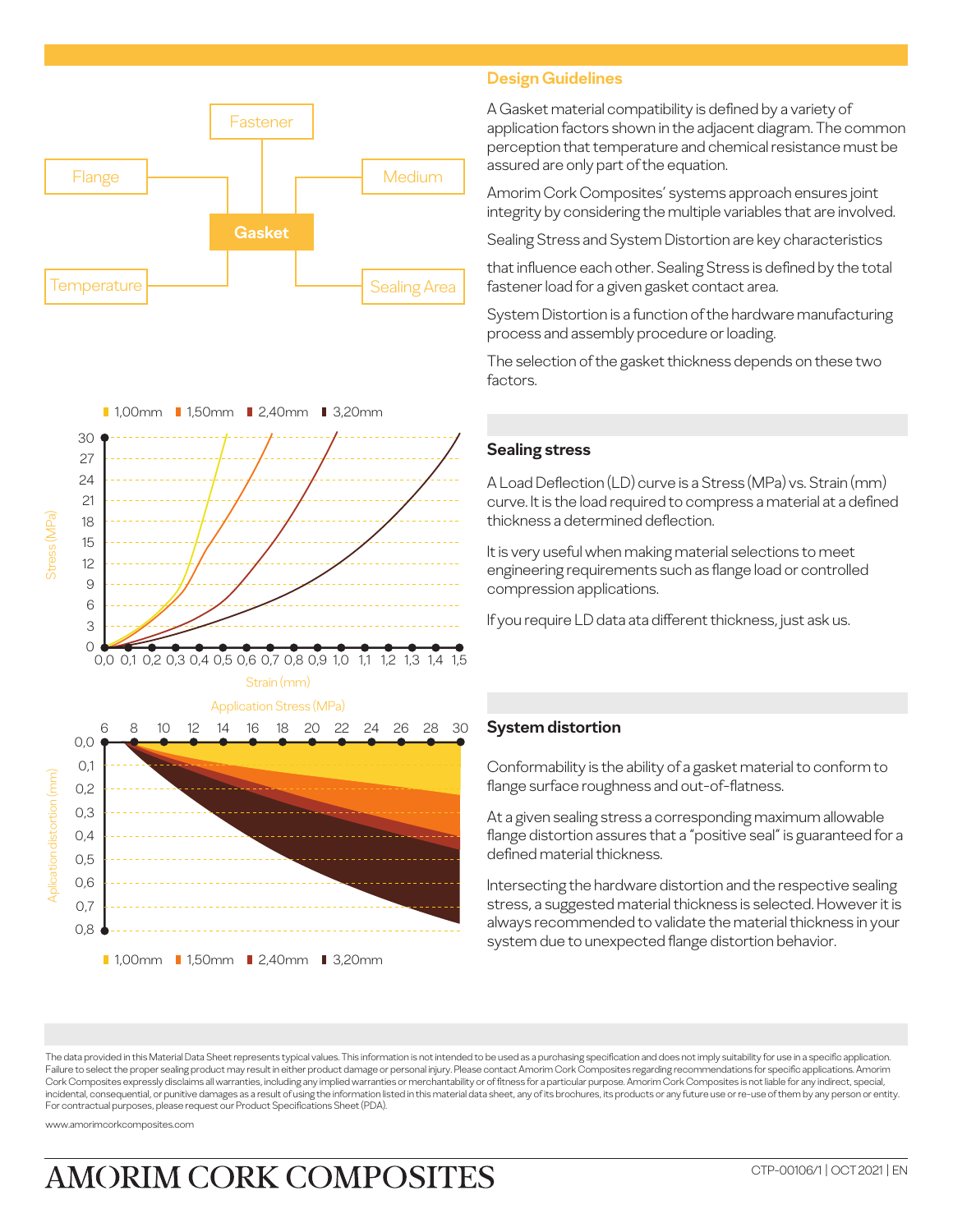Fastener

Flange

Medium

Gasket

Temperature

Sealing Area

## Design Guidelines

A Gasket material compatibility is defined by a variety of application factors shown in the adjacent diagram. The common perception that temperature and chemical resistance must be assured are only part of the equation.

Amorim Cork Composites' systems approach ensures joint integrity by considering the multiple variables that are involved.

Sealing Stress and System Distortion are key characteristics that influence each other. Sealing Stress is defined by the total fastener load for a given gasket contact area.

System Distortion is a function of the hardware manufacturing process and assembly procedure or loading.

The selection of the gasket thickness depends on these two factors.

1,00mm 1,50mm 2,40mm 3,20mm

Stress (MPa)

30 27 24 21 18 15 12 9 6 3 0

0,0 0,1 0,2 0,3 0,4 0,5 0,6 0,7 0,8 0,9 1,0 1,1 1,2 1,3 1,4 1,5

Strain (mm)

## Sealing stress

A Load Deflection (LD) curve is a Stress (MPa) vs. Strain (mm) curve. It is the load required to compress a material at a defined thickness a determined deflection.

It is very useful when making material selections to meet engineering requirements such as flange load or controlled compression applications.

If you require LD data ata different thickness, just ask us.

Application Stress (MPa)

6 8 10 12 14 16 18 20 22 24 26 28 30

Aplication distortion (mm)

0,0 0,1 0,2 0,3 0,4 0,5 0,6 0,7 0,8

1,00mm 1,50mm 2,40mm 3,20mm

## System distortion

Conformability is the ability of a gasket material to conform to flange surface roughness and out-of-flatness.

At a given sealing stress a corresponding maximum allowable flange distortion assures that a "positive seal" is guaranteed for a defined material thickness.

Intersecting the hardware distortion and the respective sealing stress, a suggested material thickness is selected. However it is always recommended to validate the material thickness in your system due to unexpected flange distortion behavior.

The data provided in this Material Data Sheet represents typical values. This information is not intended to be used as a purchasing specification and does not imply suitability for use in a specific application. Failure to select the proper sealing product may result in either product damage or personal injury. Please contact Amorim Cork Composites regarding recommendations for specific applications. Amorim Cork Composites expressly disclaims all warranties, including any implied warranties or merchantability or of fitness for a particular purpose. Amorim Cork Composites is not liable for any indirect, special, incidental, consequential, or punitive damages as a result of using the information listed in this material data sheet, any of its brochures, its products or any future use or re-use of them by any person or entity. For contractual purposes, please request our Product Specifications Sheet (PDA).

www.amorimcorkcomposites.com

AMORIM CORK COMPOSITES

CTP-00106/1 | OCT 2021 | EN